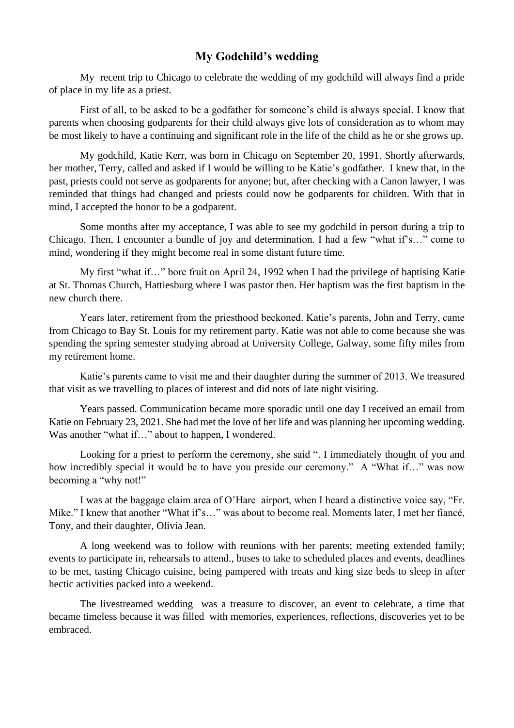# My Godchild's wedding

My recent trip to Chicago to celebrate the wedding of my godchild will always find a pride of place in my life as a priest.

First of all, to be asked to be a godfather for someone's child is always special. I know that parents when choosing godparents for their child always give lots of consideration as to whom may be most likely to have a continuing and significant role in the life of the child as he or she grows up.

My godchild, Katie Kerr, was born in Chicago on September 20, 1991. Shortly afterwards, her mother, Terry, called and asked if I would be willing to be Katie's godfather. I knew that, in the past, priests could not serve as godparents for anyone; but, after checking with a Canon lawyer, I was reminded that things had changed and priests could now be godparents for children. With that in mind, I accepted the honor to be a godparent.

Some months after my acceptance, I was able to see my godchild in person during a trip to Chicago. Then, I encounter a bundle of joy and determination. I had a few "what if's…" come to mind, wondering if they might become real in some distant future time.

My first "what if…" bore fruit on April 24, 1992 when I had the privilege of baptising Katie at St. Thomas Church, Hattiesburg where I was pastor then. Her baptism was the first baptism in the new church there.

Years later, retirement from the priesthood beckoned. Katie's parents, John and Terry, came from Chicago to Bay St. Louis for my retirement party. Katie was not able to come because she was spending the spring semester studying abroad at University College, Galway, some fifty miles from my retirement home.

Katie's parents came to visit me and their daughter during the summer of 2013. We treasured that visit as we travelling to places of interest and did nots of late night visiting.

Years passed. Communication became more sporadic until one day I received an email from Katie on February 23, 2021. She had met the love of her life and was planning her upcoming wedding. Was another "what if…" about to happen, I wondered.

Looking for a priest to perform the ceremony, she said ". I immediately thought of you and how incredibly special it would be to have you preside our ceremony." A "What if…" was now becoming a "why not!"

I was at the baggage claim area of O'Hare airport, when I heard a distinctive voice say, "Fr. Mike." I knew that another "What if's…" was about to become real. Moments later, I met her fiancé, Tony, and their daughter, Olivia Jean.

A long weekend was to follow with reunions with her parents; meeting extended family; events to participate in, rehearsals to attend., buses to take to scheduled places and events, deadlines to be met, tasting Chicago cuisine, being pampered with treats and king size beds to sleep in after hectic activities packed into a weekend.

The livestreamed wedding was a treasure to discover, an event to celebrate, a time that became timeless because it was filled with memories, experiences, reflections, discoveries yet to be embraced.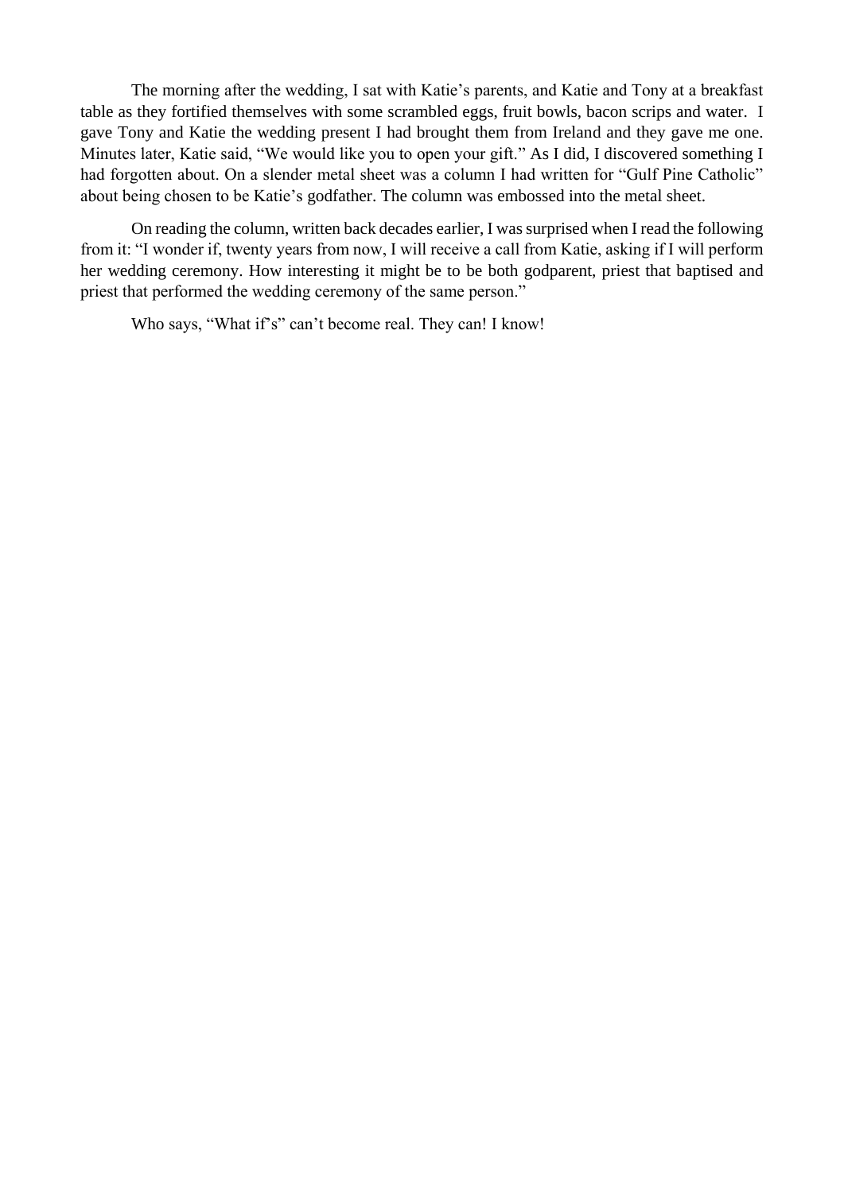The morning after the wedding, I sat with Katie's parents, and Katie and Tony at a breakfast table as they fortified themselves with some scrambled eggs, fruit bowls, bacon scrips and water.  I gave Tony and Katie the wedding present I had brought them from Ireland and they gave me one. Minutes later, Katie said, "We would like you to open your gift." As I did, I discovered something I had forgotten about. On a slender metal sheet was a column I had written for "Gulf Pine Catholic" about being chosen to be Katie's godfather. The column was embossed into the metal sheet.

On reading the column, written back decades earlier, I was surprised when I read the following from it: "I wonder if, twenty years from now, I will receive a call from Katie, asking if I will perform her wedding ceremony. How interesting it might be to be both godparent, priest that baptised and priest that performed the wedding ceremony of the same person."

Who says, "What if's" can't become real. They can! I know!